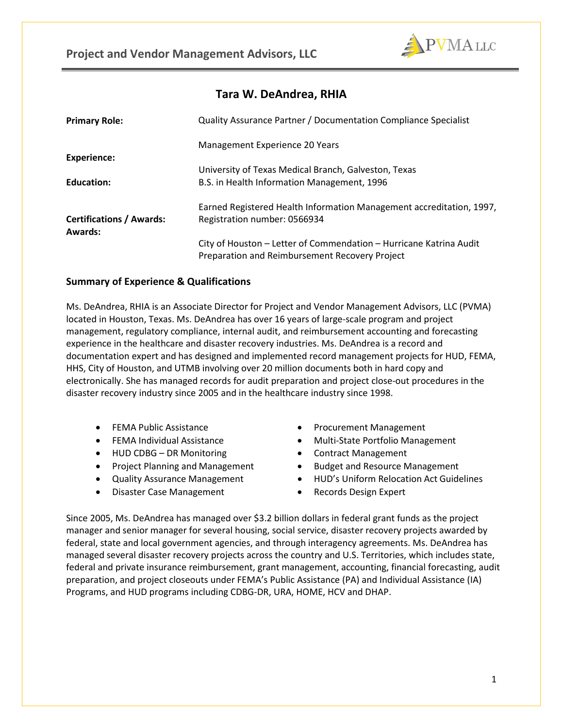# Tara W. DeAndrea, RHIA

| | |
|---|---|
| **Primary Role:** | Quality Assurance Partner / Documentation Compliance Specialist |
| **Experience:** | Management Experience 20 Years |
| **Education:** | University of Texas Medical Branch, Galveston, Texas<br>B.S. in Health Information Management, 1996 |
| **Certifications / Awards:**<br>**Awards:** | Earned Registered Health Information Management accreditation, 1997, Registration number: 0566934<br><br>City of Houston – Letter of Commendation – Hurricane Katrina Audit Preparation and Reimbursement Recovery Project |

## Summary of Experience & Qualifications

Ms. DeAndrea, RHIA is an Associate Director for Project and Vendor Management Advisors, LLC (PVMA) located in Houston, Texas. Ms. DeAndrea has over 16 years of large-scale program and project management, regulatory compliance, internal audit, and reimbursement accounting and forecasting experience in the healthcare and disaster recovery industries. Ms. DeAndrea is a record and documentation expert and has designed and implemented record management projects for HUD, FEMA, HHS, City of Houston, and UTMB involving over 20 million documents both in hard copy and electronically. She has managed records for audit preparation and project close-out procedures in the disaster recovery industry since 2005 and in the healthcare industry since 1998.

- FEMA Public Assistance
- FEMA Individual Assistance
- HUD CDBG – DR Monitoring
- Project Planning and Management
- Quality Assurance Management
- Disaster Case Management
- Procurement Management
- Multi-State Portfolio Management
- Contract Management
- Budget and Resource Management
- HUD's Uniform Relocation Act Guidelines
- Records Design Expert

Since 2005, Ms. DeAndrea has managed over $3.2 billion dollars in federal grant funds as the project manager and senior manager for several housing, social service, disaster recovery projects awarded by federal, state and local government agencies, and through interagency agreements. Ms. DeAndrea has managed several disaster recovery projects across the country and U.S. Territories, which includes state, federal and private insurance reimbursement, grant management, accounting, financial forecasting, audit preparation, and project closeouts under FEMA's Public Assistance (PA) and Individual Assistance (IA) Programs, and HUD programs including CDBG-DR, URA, HOME, HCV and DHAP.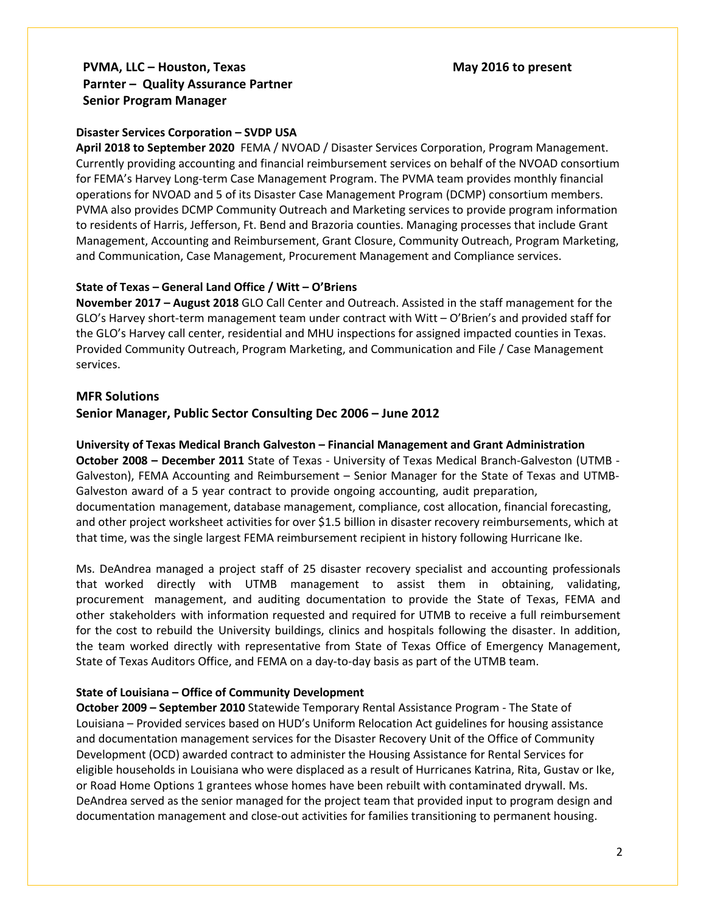**PVMA, LLC – Houston, Texas** **May 2016 to present**
**Parnter – Quality Assurance Partner**
**Senior Program Manager**

**Disaster Services Corporation – SVDP USA**
**April 2018 to September 2020** FEMA / NVOAD / Disaster Services Corporation, Program Management. Currently providing accounting and financial reimbursement services on behalf of the NVOAD consortium for FEMA's Harvey Long-term Case Management Program. The PVMA team provides monthly financial operations for NVOAD and 5 of its Disaster Case Management Program (DCMP) consortium members. PVMA also provides DCMP Community Outreach and Marketing services to provide program information to residents of Harris, Jefferson, Ft. Bend and Brazoria counties. Managing processes that include Grant Management, Accounting and Reimbursement, Grant Closure, Community Outreach, Program Marketing, and Communication, Case Management, Procurement Management and Compliance services.

**State of Texas – General Land Office / Witt – O'Briens**
**November 2017 – August 2018** GLO Call Center and Outreach. Assisted in the staff management for the GLO's Harvey short-term management team under contract with Witt – O'Brien's and provided staff for the GLO's Harvey call center, residential and MHU inspections for assigned impacted counties in Texas. Provided Community Outreach, Program Marketing, and Communication and File / Case Management services.

**MFR Solutions**
**Senior Manager, Public Sector Consulting Dec 2006 – June 2012**

**University of Texas Medical Branch Galveston – Financial Management and Grant Administration**
**October 2008 – December 2011** State of Texas - University of Texas Medical Branch-Galveston (UTMB - Galveston), FEMA Accounting and Reimbursement – Senior Manager for the State of Texas and UTMB-Galveston award of a 5 year contract to provide ongoing accounting, audit preparation, documentation management, database management, compliance, cost allocation, financial forecasting, and other project worksheet activities for over $1.5 billion in disaster recovery reimbursements, which at that time, was the single largest FEMA reimbursement recipient in history following Hurricane Ike.

Ms. DeAndrea managed a project staff of 25 disaster recovery specialist and accounting professionals that worked directly with UTMB management to assist them in obtaining, validating, procurement management, and auditing documentation to provide the State of Texas, FEMA and other stakeholders with information requested and required for UTMB to receive a full reimbursement for the cost to rebuild the University buildings, clinics and hospitals following the disaster. In addition, the team worked directly with representative from State of Texas Office of Emergency Management, State of Texas Auditors Office, and FEMA on a day-to-day basis as part of the UTMB team.

**State of Louisiana – Office of Community Development**
**October 2009 – September 2010** Statewide Temporary Rental Assistance Program - The State of Louisiana – Provided services based on HUD's Uniform Relocation Act guidelines for housing assistance and documentation management services for the Disaster Recovery Unit of the Office of Community Development (OCD) awarded contract to administer the Housing Assistance for Rental Services for eligible households in Louisiana who were displaced as a result of Hurricanes Katrina, Rita, Gustav or Ike, or Road Home Options 1 grantees whose homes have been rebuilt with contaminated drywall. Ms. DeAndrea served as the senior managed for the project team that provided input to program design and documentation management and close-out activities for families transitioning to permanent housing.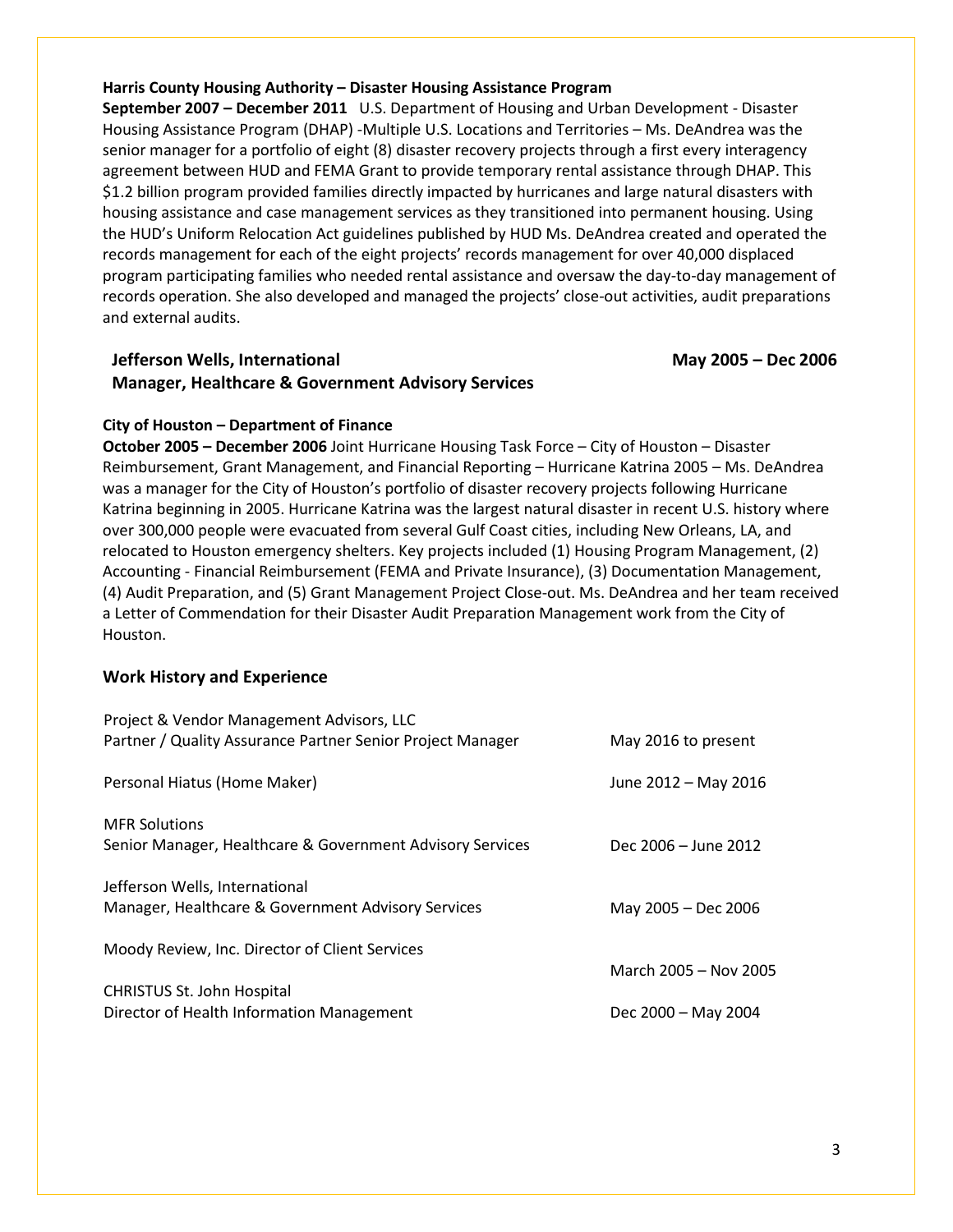**Harris County Housing Authority – Disaster Housing Assistance Program**

**September 2007 – December 2011** U.S. Department of Housing and Urban Development - Disaster Housing Assistance Program (DHAP) -Multiple U.S. Locations and Territories – Ms. DeAndrea was the senior manager for a portfolio of eight (8) disaster recovery projects through a first every interagency agreement between HUD and FEMA Grant to provide temporary rental assistance through DHAP. This $1.2 billion program provided families directly impacted by hurricanes and large natural disasters with housing assistance and case management services as they transitioned into permanent housing. Using the HUD's Uniform Relocation Act guidelines published by HUD Ms. DeAndrea created and operated the records management for each of the eight projects' records management for over 40,000 displaced program participating families who needed rental assistance and oversaw the day-to-day management of records operation. She also developed and managed the projects' close-out activities, audit preparations and external audits.

**Jefferson Wells, International** **May 2005 – Dec 2006**
**Manager, Healthcare & Government Advisory Services**

**City of Houston – Department of Finance**

**October 2005 – December 2006** Joint Hurricane Housing Task Force – City of Houston – Disaster Reimbursement, Grant Management, and Financial Reporting – Hurricane Katrina 2005 – Ms. DeAndrea was a manager for the City of Houston's portfolio of disaster recovery projects following Hurricane Katrina beginning in 2005. Hurricane Katrina was the largest natural disaster in recent U.S. history where over 300,000 people were evacuated from several Gulf Coast cities, including New Orleans, LA, and relocated to Houston emergency shelters. Key projects included (1) Housing Program Management, (2) Accounting - Financial Reimbursement (FEMA and Private Insurance), (3) Documentation Management, (4) Audit Preparation, and (5) Grant Management Project Close-out. Ms. DeAndrea and her team received a Letter of Commendation for their Disaster Audit Preparation Management work from the City of Houston.

## Work History and Experience

| | |
|---|---|
| Project & Vendor Management Advisors, LLC<br>Partner / Quality Assurance Partner Senior Project Manager | May 2016 to present |
| Personal Hiatus (Home Maker) | June 2012 – May 2016 |
| MFR Solutions<br>Senior Manager, Healthcare & Government Advisory Services | Dec 2006 – June 2012 |
| Jefferson Wells, International<br>Manager, Healthcare & Government Advisory Services | May 2005 – Dec 2006 |
| Moody Review, Inc. Director of Client Services | March 2005 – Nov 2005 |
| CHRISTUS St. John Hospital<br>Director of Health Information Management | Dec 2000 – May 2004 |